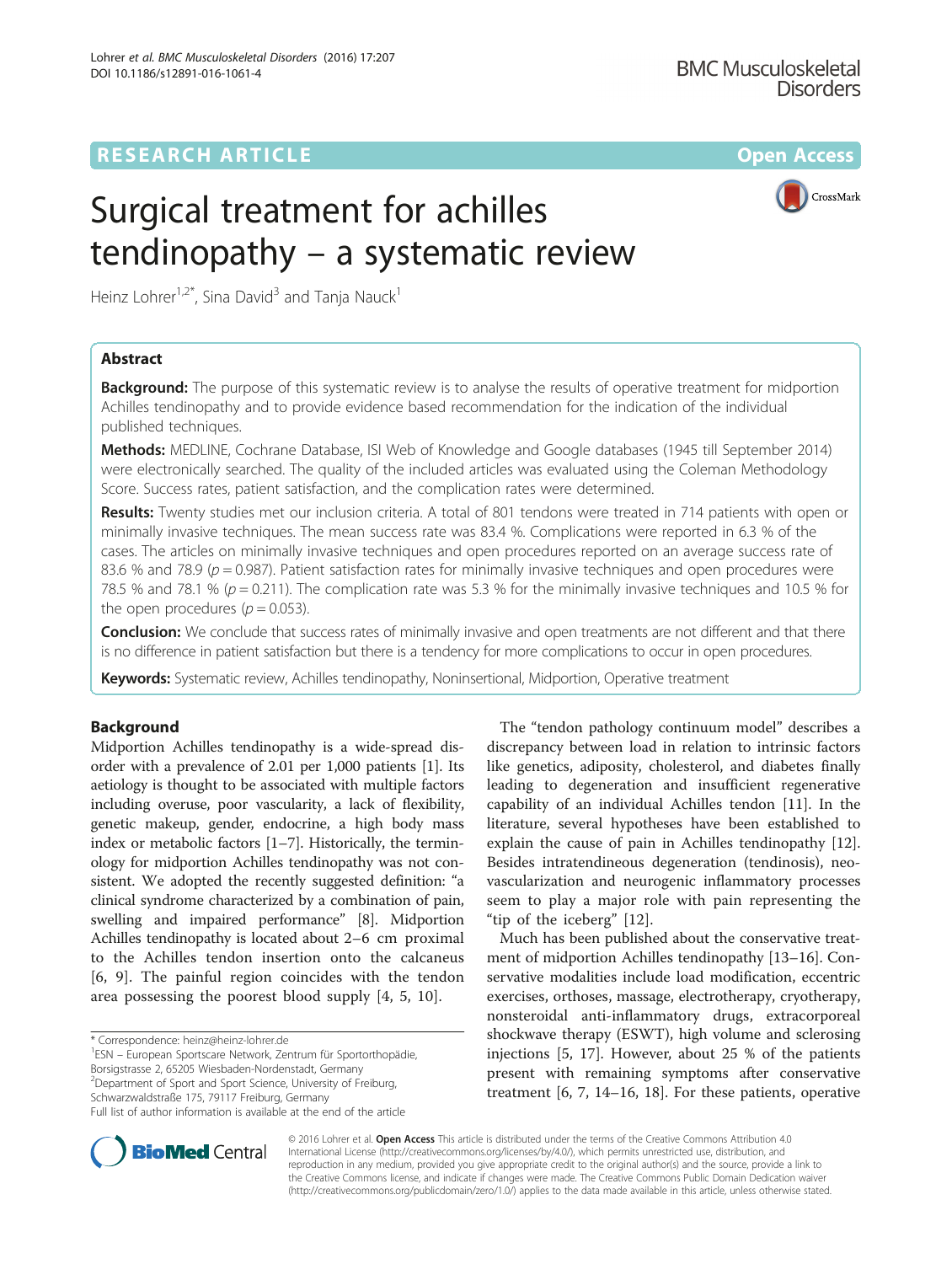RESEARCH ARTICLE

Open Access

# Surgical treatment for achilles tendinopathy – a systematic review

Heinz Lohrer[1,2*], Sina David[3] and Tanja Nauck[1]

## Abstract

**Background:** The purpose of this systematic review is to analyse the results of operative treatment for midportion Achilles tendinopathy and to provide evidence based recommendation for the indication of the individual published techniques.

**Methods:** MEDLINE, Cochrane Database, ISI Web of Knowledge and Google databases (1945 till September 2014) were electronically searched. The quality of the included articles was evaluated using the Coleman Methodology Score. Success rates, patient satisfaction, and the complication rates were determined.

**Results:** Twenty studies met our inclusion criteria. A total of 801 tendons were treated in 714 patients with open or minimally invasive techniques. The mean success rate was 83.4 %. Complications were reported in 6.3 % of the cases. The articles on minimally invasive techniques and open procedures reported on an average success rate of 83.6 % and 78.9 ($p = 0.987$). Patient satisfaction rates for minimally invasive techniques and open procedures were 78.5 % and 78.1 % ($p = 0.211$). The complication rate was 5.3 % for the minimally invasive techniques and 10.5 % for the open procedures ($p = 0.053$).

**Conclusion:** We conclude that success rates of minimally invasive and open treatments are not different and that there is no difference in patient satisfaction but there is a tendency for more complications to occur in open procedures.

**Keywords:** Systematic review, Achilles tendinopathy, Noninsertional, Midportion, Operative treatment

## Background

Midportion Achilles tendinopathy is a wide-spread disorder with a prevalence of 2.01 per 1,000 patients [1]. Its aetiology is thought to be associated with multiple factors including overuse, poor vascularity, a lack of flexibility, genetic makeup, gender, endocrine, a high body mass index or metabolic factors [1–7]. Historically, the terminology for midportion Achilles tendinopathy was not consistent. We adopted the recently suggested definition: "a clinical syndrome characterized by a combination of pain, swelling and impaired performance" [8]. Midportion Achilles tendinopathy is located about 2–6 cm proximal to the Achilles tendon insertion onto the calcaneus [6, 9]. The painful region coincides with the tendon area possessing the poorest blood supply [4, 5, 10].

The "tendon pathology continuum model" describes a discrepancy between load in relation to intrinsic factors like genetics, adiposity, cholesterol, and diabetes finally leading to degeneration and insufficient regenerative capability of an individual Achilles tendon [11]. In the literature, several hypotheses have been established to explain the cause of pain in Achilles tendinopathy [12]. Besides intratendineous degeneration (tendinosis), neovascularization and neurogenic inflammatory processes seem to play a major role with pain representing the "tip of the iceberg" [12].

Much has been published about the conservative treatment of midportion Achilles tendinopathy [13–16]. Conservative modalities include load modification, eccentric exercises, orthoses, massage, electrotherapy, cryotherapy, nonsteroidal anti-inflammatory drugs, extracorporeal shockwave therapy (ESWT), high volume and sclerosing injections [5, 17]. However, about 25 % of the patients present with remaining symptoms after conservative treatment [6, 7, 14–16, 18]. For these patients, operative

\* Correspondence: heinz@heinz-lohrer.de
[1]ESN – European Sportscare Network, Zentrum für Sportorthopädie, Borsigstrasse 2, 65205 Wiesbaden-Nordenstadt, Germany
[2]Department of Sport and Sport Science, University of Freiburg, Schwarzwaldstraße 175, 79117 Freiburg, Germany
Full list of author information is available at the end of the article

© 2016 Lohrer et al. **Open Access** This article is distributed under the terms of the Creative Commons Attribution 4.0 International License (http://creativecommons.org/licenses/by/4.0/), which permits unrestricted use, distribution, and reproduction in any medium, provided you give appropriate credit to the original author(s) and the source, provide a link to the Creative Commons license, and indicate if changes were made. The Creative Commons Public Domain Dedication waiver (http://creativecommons.org/publicdomain/zero/1.0/) applies to the data made available in this article, unless otherwise stated.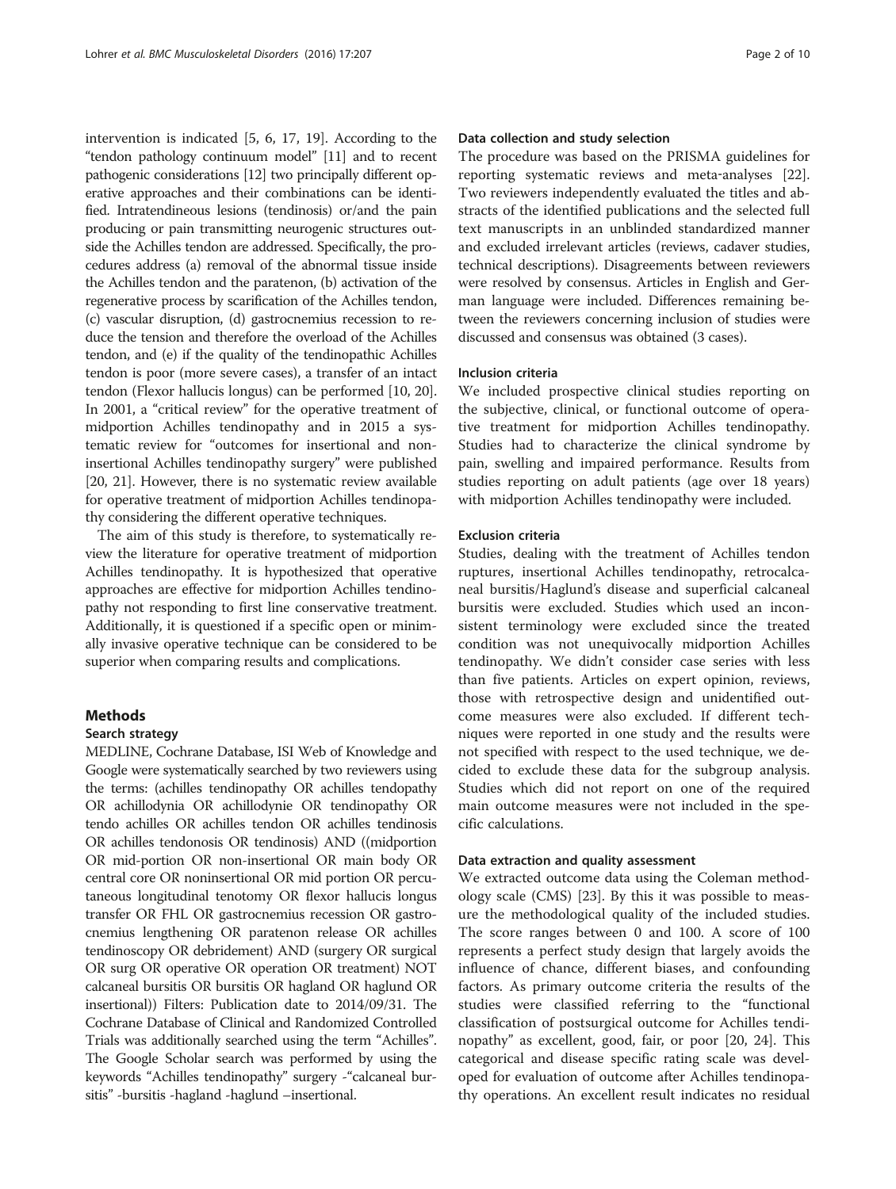intervention is indicated [5, 6, 17, 19]. According to the "tendon pathology continuum model" [11] and to recent pathogenic considerations [12] two principally different operative approaches and their combinations can be identified. Intratendineous lesions (tendinosis) or/and the pain producing or pain transmitting neurogenic structures outside the Achilles tendon are addressed. Specifically, the procedures address (a) removal of the abnormal tissue inside the Achilles tendon and the paratenon, (b) activation of the regenerative process by scarification of the Achilles tendon, (c) vascular disruption, (d) gastrocnemius recession to reduce the tension and therefore the overload of the Achilles tendon, and (e) if the quality of the tendinopathic Achilles tendon is poor (more severe cases), a transfer of an intact tendon (Flexor hallucis longus) can be performed [10, 20]. In 2001, a "critical review" for the operative treatment of midportion Achilles tendinopathy and in 2015 a systematic review for "outcomes for insertional and non-insertional Achilles tendinopathy surgery" were published [20, 21]. However, there is no systematic review available for operative treatment of midportion Achilles tendinopathy considering the different operative techniques.

The aim of this study is therefore, to systematically review the literature for operative treatment of midportion Achilles tendinopathy. It is hypothesized that operative approaches are effective for midportion Achilles tendinopathy not responding to first line conservative treatment. Additionally, it is questioned if a specific open or minimally invasive operative technique can be considered to be superior when comparing results and complications.

## Methods

### Search strategy

MEDLINE, Cochrane Database, ISI Web of Knowledge and Google were systematically searched by two reviewers using the terms: (achilles tendinopathy OR achilles tendopathy OR achillodynia OR achillodynie OR tendinopathy OR tendo achilles OR achilles tendon OR achilles tendinosis OR achilles tendonosis OR tendinosis) AND ((midportion OR mid-portion OR non-insertional OR main body OR central core OR noninsertional OR mid portion OR percutaneous longitudinal tenotomy OR flexor hallucis longus transfer OR FHL OR gastrocnemius recession OR gastrocnemius lengthening OR paratenon release OR achilles tendinoscopy OR debridement) AND (surgery OR surgical OR surg OR operative OR operation OR treatment) NOT calcaneal bursitis OR bursitis OR hagland OR haglund OR insertional)) Filters: Publication date to 2014/09/31. The Cochrane Database of Clinical and Randomized Controlled Trials was additionally searched using the term "Achilles". The Google Scholar search was performed by using the keywords "Achilles tendinopathy" surgery -"calcaneal bursitis" -bursitis -hagland -haglund –insertional.

### Data collection and study selection

The procedure was based on the PRISMA guidelines for reporting systematic reviews and meta-analyses [22]. Two reviewers independently evaluated the titles and abstracts of the identified publications and the selected full text manuscripts in an unblinded standardized manner and excluded irrelevant articles (reviews, cadaver studies, technical descriptions). Disagreements between reviewers were resolved by consensus. Articles in English and German language were included. Differences remaining between the reviewers concerning inclusion of studies were discussed and consensus was obtained (3 cases).

### Inclusion criteria

We included prospective clinical studies reporting on the subjective, clinical, or functional outcome of operative treatment for midportion Achilles tendinopathy. Studies had to characterize the clinical syndrome by pain, swelling and impaired performance. Results from studies reporting on adult patients (age over 18 years) with midportion Achilles tendinopathy were included.

### Exclusion criteria

Studies, dealing with the treatment of Achilles tendon ruptures, insertional Achilles tendinopathy, retrocalcaneal bursitis/Haglund's disease and superficial calcaneal bursitis were excluded. Studies which used an inconsistent terminology were excluded since the treated condition was not unequivocally midportion Achilles tendinopathy. We didn't consider case series with less than five patients. Articles on expert opinion, reviews, those with retrospective design and unidentified outcome measures were also excluded. If different techniques were reported in one study and the results were not specified with respect to the used technique, we decided to exclude these data for the subgroup analysis. Studies which did not report on one of the required main outcome measures were not included in the specific calculations.

### Data extraction and quality assessment

We extracted outcome data using the Coleman methodology scale (CMS) [23]. By this it was possible to measure the methodological quality of the included studies. The score ranges between 0 and 100. A score of 100 represents a perfect study design that largely avoids the influence of chance, different biases, and confounding factors. As primary outcome criteria the results of the studies were classified referring to the "functional classification of postsurgical outcome for Achilles tendinopathy" as excellent, good, fair, or poor [20, 24]. This categorical and disease specific rating scale was developed for evaluation of outcome after Achilles tendinopathy operations. An excellent result indicates no residual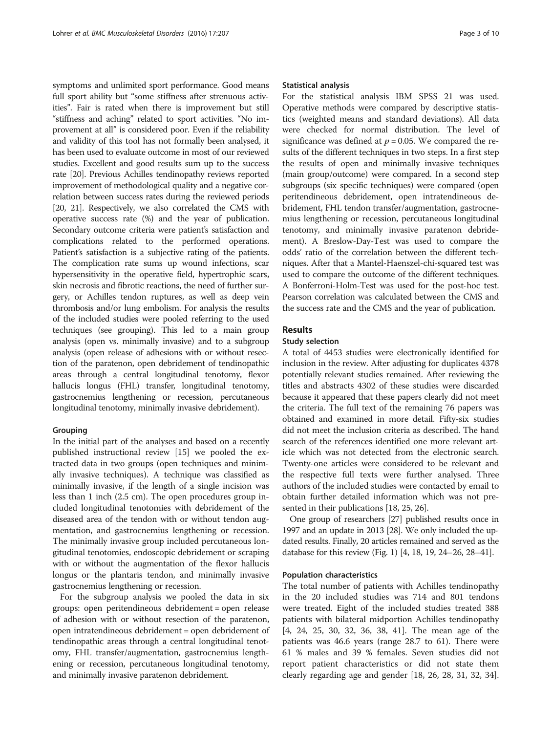symptoms and unlimited sport performance. Good means full sport ability but "some stiffness after strenuous activities". Fair is rated when there is improvement but still "stiffness and aching" related to sport activities. "No improvement at all" is considered poor. Even if the reliability and validity of this tool has not formally been analysed, it has been used to evaluate outcome in most of our reviewed studies. Excellent and good results sum up to the success rate [20]. Previous Achilles tendinopathy reviews reported improvement of methodological quality and a negative correlation between success rates during the reviewed periods [20, 21]. Respectively, we also correlated the CMS with operative success rate (%) and the year of publication. Secondary outcome criteria were patient's satisfaction and complications related to the performed operations. Patient's satisfaction is a subjective rating of the patients. The complication rate sums up wound infections, scar hypersensitivity in the operative field, hypertrophic scars, skin necrosis and fibrotic reactions, the need of further surgery, or Achilles tendon ruptures, as well as deep vein thrombosis and/or lung embolism. For analysis the results of the included studies were pooled referring to the used techniques (see grouping). This led to a main group analysis (open vs. minimally invasive) and to a subgroup analysis (open release of adhesions with or without resection of the paratenon, open debridement of tendinopathic areas through a central longitudinal tenotomy, flexor hallucis longus (FHL) transfer, longitudinal tenotomy, gastrocnemius lengthening or recession, percutaneous longitudinal tenotomy, minimally invasive debridement).

#### Grouping

In the initial part of the analyses and based on a recently published instructional review [15] we pooled the extracted data in two groups (open techniques and minimally invasive techniques). A technique was classified as minimally invasive, if the length of a single incision was less than 1 inch (2.5 cm). The open procedures group included longitudinal tenotomies with debridement of the diseased area of the tendon with or without tendon augmentation, and gastrocnemius lengthening or recession. The minimally invasive group included percutaneous longitudinal tenotomies, endoscopic debridement or scraping with or without the augmentation of the flexor hallucis longus or the plantaris tendon, and minimally invasive gastrocnemius lengthening or recession.

For the subgroup analysis we pooled the data in six groups: open peritendineous debridement = open release of adhesion with or without resection of the paratenon, open intratendineous debridement = open debridement of tendinopathic areas through a central longitudinal tenotomy, FHL transfer/augmentation, gastrocnemius lengthening or recession, percutaneous longitudinal tenotomy, and minimally invasive paratenon debridement.

#### Statistical analysis

For the statistical analysis IBM SPSS 21 was used. Operative methods were compared by descriptive statistics (weighted means and standard deviations). All data were checked for normal distribution. The level of significance was defined at $p = 0.05$. We compared the results of the different techniques in two steps. In a first step the results of open and minimally invasive techniques (main group/outcome) were compared. In a second step subgroups (six specific techniques) were compared (open peritendineous debridement, open intratendineous debridement, FHL tendon transfer/augmentation, gastrocnemius lengthening or recession, percutaneous longitudinal tenotomy, and minimally invasive paratenon debridement). A Breslow-Day-Test was used to compare the odds' ratio of the correlation between the different techniques. After that a Mantel-Haenszel-chi-squared test was used to compare the outcome of the different techniques. A Bonferroni-Holm-Test was used for the post-hoc test. Pearson correlation was calculated between the CMS and the success rate and the CMS and the year of publication.

## Results

#### Study selection

A total of 4453 studies were electronically identified for inclusion in the review. After adjusting for duplicates 4378 potentially relevant studies remained. After reviewing the titles and abstracts 4302 of these studies were discarded because it appeared that these papers clearly did not meet the criteria. The full text of the remaining 76 papers was obtained and examined in more detail. Fifty-six studies did not meet the inclusion criteria as described. The hand search of the references identified one more relevant article which was not detected from the electronic search. Twenty-one articles were considered to be relevant and the respective full texts were further analysed. Three authors of the included studies were contacted by email to obtain further detailed information which was not presented in their publications [18, 25, 26].

One group of researchers [27] published results once in 1997 and an update in 2013 [28]. We only included the updated results. Finally, 20 articles remained and served as the database for this review (Fig. 1) [4, 18, 19, 24–26, 28–41].

#### Population characteristics

The total number of patients with Achilles tendinopathy in the 20 included studies was 714 and 801 tendons were treated. Eight of the included studies treated 388 patients with bilateral midportion Achilles tendinopathy [4, 24, 25, 30, 32, 36, 38, 41]. The mean age of the patients was 46.6 years (range 28.7 to 61). There were 61 % males and 39 % females. Seven studies did not report patient characteristics or did not state them clearly regarding age and gender [18, 26, 28, 31, 32, 34].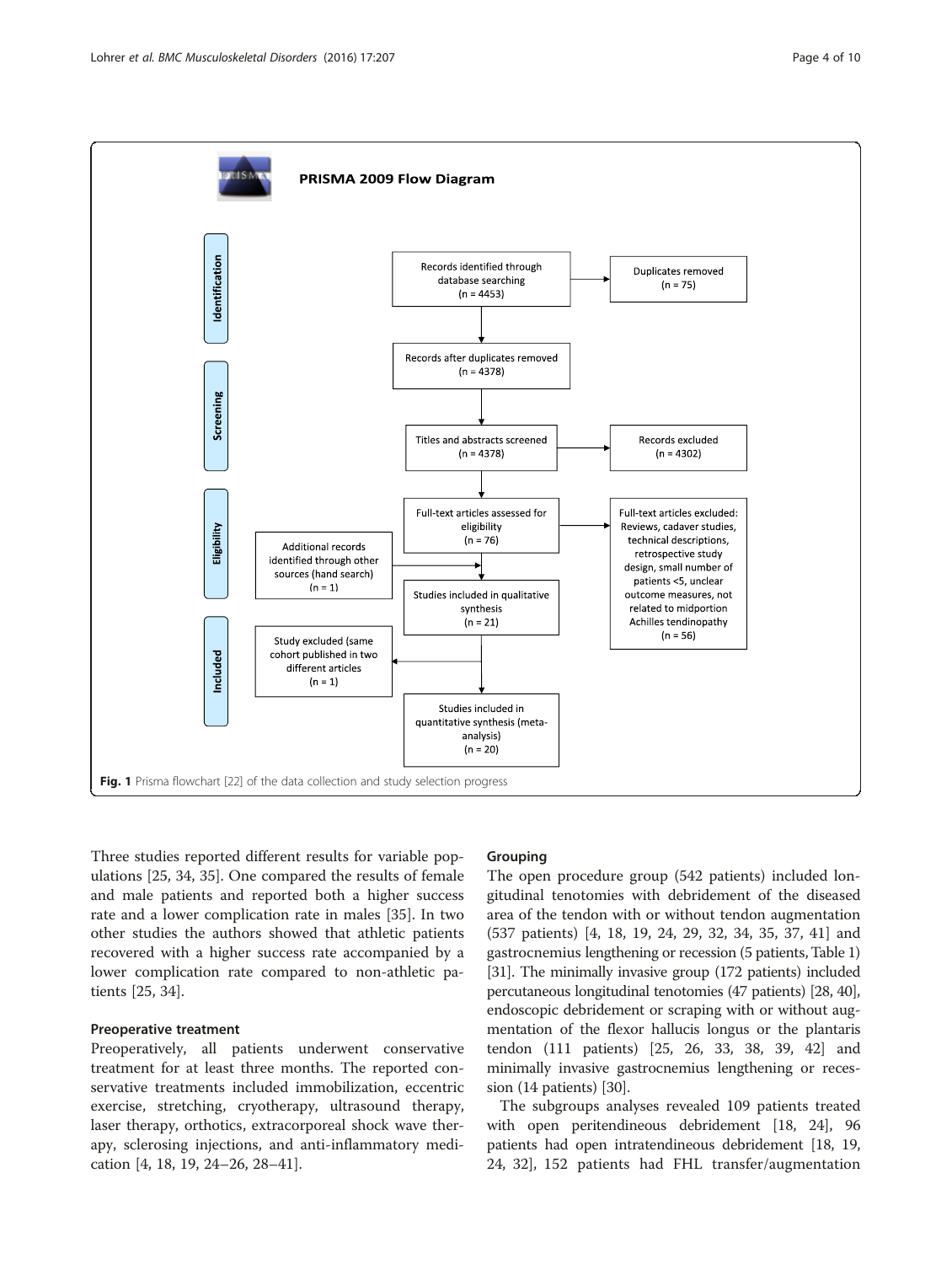**PRISMA 2009 Flow Diagram**

**Identification**

- Records identified through database searching (n = 4453)
- Duplicates removed (n = 75)

**Screening**

- Records after duplicates removed (n = 4378)
- Titles and abstracts screened (n = 4378)
- Records excluded (n = 4302)

**Eligibility**

- Full-text articles assessed for eligibility (n = 76)
- Full-text articles excluded: Reviews, cadaver studies, technical descriptions, retrospective study design, small number of patients <5, unclear outcome measures, not related to midportion Achilles tendinopathy (n = 56)
- Additional records identified through other sources (hand search) (n = 1)
- Studies included in qualitative synthesis (n = 21)

**Included**

- Study excluded (same cohort published in two different articles (n = 1)
- Studies included in quantitative synthesis (meta-analysis) (n = 20)

**Fig. 1** Prisma flowchart [22] of the data collection and study selection progress

Three studies reported different results for variable populations [25, 34, 35]. One compared the results of female and male patients and reported both a higher success rate and a lower complication rate in males [35]. In two other studies the authors showed that athletic patients recovered with a higher success rate accompanied by a lower complication rate compared to non-athletic patients [25, 34].

### Preoperative treatment

Preoperatively, all patients underwent conservative treatment for at least three months. The reported conservative treatments included immobilization, eccentric exercise, stretching, cryotherapy, ultrasound therapy, laser therapy, orthotics, extracorporeal shock wave therapy, sclerosing injections, and anti-inflammatory medication [4, 18, 19, 24–26, 28–41].

### Grouping

The open procedure group (542 patients) included longitudinal tenotomies with debridement of the diseased area of the tendon with or without tendon augmentation (537 patients) [4, 18, 19, 24, 29, 32, 34, 35, 37, 41] and gastrocnemius lengthening or recession (5 patients, Table 1) [31]. The minimally invasive group (172 patients) included percutaneous longitudinal tenotomies (47 patients) [28, 40], endoscopic debridement or scraping with or without augmentation of the flexor hallucis longus or the plantaris tendon (111 patients) [25, 26, 33, 38, 39, 42] and minimally invasive gastrocnemius lengthening or recession (14 patients) [30].

The subgroups analyses revealed 109 patients treated with open peritendineous debridement [18, 24], 96 patients had open intratendineous debridement [18, 19, 24, 32], 152 patients had FHL transfer/augmentation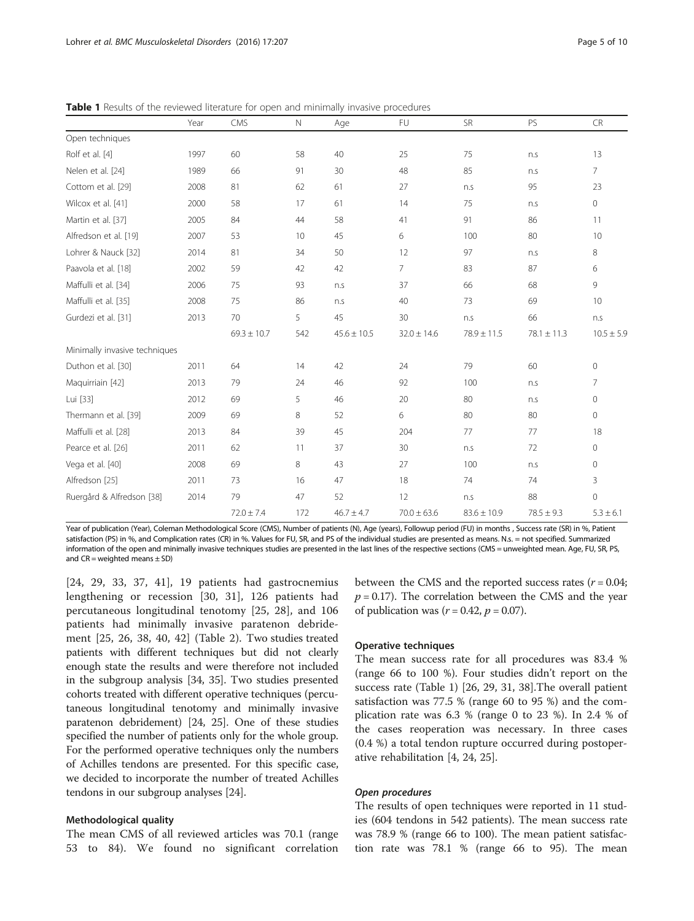**Table 1** Results of the reviewed literature for open and minimally invasive procedures

| | Year | CMS | N | Age | FU | SR | PS | CR |
|---|---|---|---|---|---|---|---|---|
| Open techniques | | | | | | | | |
| Rolf et al. [4] | 1997 | 60 | 58 | 40 | 25 | 75 | n.s | 13 |
| Nelen et al. [24] | 1989 | 66 | 91 | 30 | 48 | 85 | n.s | 7 |
| Cottom et al. [29] | 2008 | 81 | 62 | 61 | 27 | n.s | 95 | 23 |
| Wilcox et al. [41] | 2000 | 58 | 17 | 61 | 14 | 75 | n.s | 0 |
| Martin et al. [37] | 2005 | 84 | 44 | 58 | 41 | 91 | 86 | 11 |
| Alfredson et al. [19] | 2007 | 53 | 10 | 45 | 6 | 100 | 80 | 10 |
| Lohrer & Nauck [32] | 2014 | 81 | 34 | 50 | 12 | 97 | n.s | 8 |
| Paavola et al. [18] | 2002 | 59 | 42 | 42 | 7 | 83 | 87 | 6 |
| Maffulli et al. [34] | 2006 | 75 | 93 | n.s | 37 | 66 | 68 | 9 |
| Maffulli et al. [35] | 2008 | 75 | 86 | n.s | 40 | 73 | 69 | 10 |
| Gurdezi et al. [31] | 2013 | 70 | 5 | 45 | 30 | n.s | 66 | n.s |
| | | 69.3 ± 10.7 | 542 | 45.6 ± 10.5 | 32.0 ± 14.6 | 78.9 ± 11.5 | 78.1 ± 11.3 | 10.5 ± 5.9 |
| Minimally invasive techniques | | | | | | | | |
| Duthon et al. [30] | 2011 | 64 | 14 | 42 | 24 | 79 | 60 | 0 |
| Maquirriain [42] | 2013 | 79 | 24 | 46 | 92 | 100 | n.s | 7 |
| Lui [33] | 2012 | 69 | 5 | 46 | 20 | 80 | n.s | 0 |
| Thermann et al. [39] | 2009 | 69 | 8 | 52 | 6 | 80 | 80 | 0 |
| Maffulli et al. [28] | 2013 | 84 | 39 | 45 | 204 | 77 | 77 | 18 |
| Pearce et al. [26] | 2011 | 62 | 11 | 37 | 30 | n.s | 72 | 0 |
| Vega et al. [40] | 2008 | 69 | 8 | 43 | 27 | 100 | n.s | 0 |
| Alfredson [25] | 2011 | 73 | 16 | 47 | 18 | 74 | 74 | 3 |
| Ruergård & Alfredson [38] | 2014 | 79 | 47 | 52 | 12 | n.s | 88 | 0 |
| | | 72.0 ± 7.4 | 172 | 46.7 ± 4.7 | 70.0 ± 63.6 | 83.6 ± 10.9 | 78.5 ± 9.3 | 5.3 ± 6.1 |

Year of publication (Year), Coleman Methodological Score (CMS), Number of patients (N), Age (years), Followup period (FU) in months , Success rate (SR) in %, Patient satisfaction (PS) in %, and Complication rates (CR) in %. Values for FU, SR, and PS of the individual studies are presented as means. N.s. = not specified. Summarized information of the open and minimally invasive techniques studies are presented in the last lines of the respective sections (CMS = unweighted mean. Age, FU, SR, PS, and CR = weighted means ± SD)

[24, 29, 33, 37, 41], 19 patients had gastrocnemius lengthening or recession [30, 31], 126 patients had percutaneous longitudinal tenotomy [25, 28], and 106 patients had minimally invasive paratenon debridement [25, 26, 38, 40, 42] (Table 2). Two studies treated patients with different techniques but did not clearly enough state the results and were therefore not included in the subgroup analysis [34, 35]. Two studies presented cohorts treated with different operative techniques (percutaneous longitudinal tenotomy and minimally invasive paratenon debridement) [24, 25]. One of these studies specified the number of patients only for the whole group. For the performed operative techniques only the numbers of Achilles tendons are presented. For this specific case, we decided to incorporate the number of treated Achilles tendons in our subgroup analyses [24].

#### Methodological quality

The mean CMS of all reviewed articles was 70.1 (range 53 to 84). We found no significant correlation between the CMS and the reported success rates ($r = 0.04$; $p = 0.17$). The correlation between the CMS and the year of publication was ($r = 0.42$, $p = 0.07$).

#### Operative techniques

The mean success rate for all procedures was 83.4 % (range 66 to 100 %). Four studies didn't report on the success rate (Table 1) [26, 29, 31, 38].The overall patient satisfaction was 77.5 % (range 60 to 95 %) and the complication rate was 6.3 % (range 0 to 23 %). In 2.4 % of the cases reoperation was necessary. In three cases (0.4 %) a total tendon rupture occurred during postoperative rehabilitation [4, 24, 25].

##### *Open procedures*

The results of open techniques were reported in 11 studies (604 tendons in 542 patients). The mean success rate was 78.9 % (range 66 to 100). The mean patient satisfaction rate was 78.1 % (range 66 to 95). The mean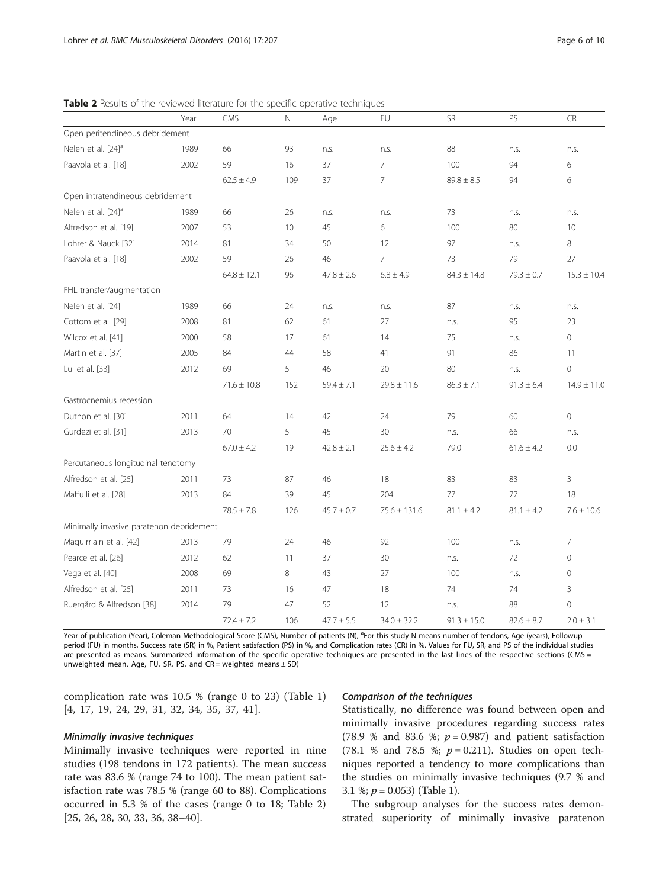**Table 2** Results of the reviewed literature for the specific operative techniques

| | Year | CMS | N | Age | FU | SR | PS | CR |
|---|---|---|---|---|---|---|---|---|
| Open peritendineous debridement | | | | | | | | |
| Nelen et al. [24][a] | 1989 | 66 | 93 | n.s. | n.s. | 88 | n.s. | n.s. |
| Paavola et al. [18] | 2002 | 59 | 16 | 37 | 7 | 100 | 94 | 6 |
| | | 62.5 ± 4.9 | 109 | 37 | 7 | 89.8 ± 8.5 | 94 | 6 |
| Open intratendineous debridement | | | | | | | | |
| Nelen et al. [24][a] | 1989 | 66 | 26 | n.s. | n.s. | 73 | n.s. | n.s. |
| Alfredson et al. [19] | 2007 | 53 | 10 | 45 | 6 | 100 | 80 | 10 |
| Lohrer & Nauck [32] | 2014 | 81 | 34 | 50 | 12 | 97 | n.s. | 8 |
| Paavola et al. [18] | 2002 | 59 | 26 | 46 | 7 | 73 | 79 | 27 |
| | | 64.8 ± 12.1 | 96 | 47.8 ± 2.6 | 6.8 ± 4.9 | 84.3 ± 14.8 | 79.3 ± 0.7 | 15.3 ± 10.4 |
| FHL transfer/augmentation | | | | | | | | |
| Nelen et al. [24] | 1989 | 66 | 24 | n.s. | n.s. | 87 | n.s. | n.s. |
| Cottom et al. [29] | 2008 | 81 | 62 | 61 | 27 | n.s. | 95 | 23 |
| Wilcox et al. [41] | 2000 | 58 | 17 | 61 | 14 | 75 | n.s. | 0 |
| Martin et al. [37] | 2005 | 84 | 44 | 58 | 41 | 91 | 86 | 11 |
| Lui et al. [33] | 2012 | 69 | 5 | 46 | 20 | 80 | n.s. | 0 |
| | | 71.6 ± 10.8 | 152 | 59.4 ± 7.1 | 29.8 ± 11.6 | 86.3 ± 7.1 | 91.3 ± 6.4 | 14.9 ± 11.0 |
| Gastrocnemius recession | | | | | | | | |
| Duthon et al. [30] | 2011 | 64 | 14 | 42 | 24 | 79 | 60 | 0 |
| Gurdezi et al. [31] | 2013 | 70 | 5 | 45 | 30 | n.s. | 66 | n.s. |
| | | 67.0 ± 4.2 | 19 | 42.8 ± 2.1 | 25.6 ± 4.2 | 79.0 | 61.6 ± 4.2 | 0.0 |
| Percutaneous longitudinal tenotomy | | | | | | | | |
| Alfredson et al. [25] | 2011 | 73 | 87 | 46 | 18 | 83 | 83 | 3 |
| Maffulli et al. [28] | 2013 | 84 | 39 | 45 | 204 | 77 | 77 | 18 |
| | | 78.5 ± 7.8 | 126 | 45.7 ± 0.7 | 75.6 ± 131.6 | 81.1 ± 4.2 | 81.1 ± 4.2 | 7.6 ± 10.6 |
| Minimally invasive paratenon debridement | | | | | | | | |
| Maquirriain et al. [42] | 2013 | 79 | 24 | 46 | 92 | 100 | n.s. | 7 |
| Pearce et al. [26] | 2012 | 62 | 11 | 37 | 30 | n.s. | 72 | 0 |
| Vega et al. [40] | 2008 | 69 | 8 | 43 | 27 | 100 | n.s. | 0 |
| Alfredson et al. [25] | 2011 | 73 | 16 | 47 | 18 | 74 | 74 | 3 |
| Ruergård & Alfredson [38] | 2014 | 79 | 47 | 52 | 12 | n.s. | 88 | 0 |
| | | 72.4 ± 7.2 | 106 | 47.7 ± 5.5 | 34.0 ± 32.2. | 91.3 ± 15.0 | 82.6 ± 8.7 | 2.0 ± 3.1 |

Year of publication (Year), Coleman Methodological Score (CMS), Number of patients (N), [a]For this study N means number of tendons, Age (years), Followup period (FU) in months, Success rate (SR) in %, Patient satisfaction (PS) in %, and Complication rates (CR) in %. Values for FU, SR, and PS of the individual studies are presented as means. Summarized information of the specific operative techniques are presented in the last lines of the respective sections (CMS = unweighted mean. Age, FU, SR, PS, and CR = weighted means ± SD)

complication rate was 10.5 % (range 0 to 23) (Table 1) [4, 17, 19, 24, 29, 31, 32, 34, 35, 37, 41].

#### *Minimally invasive techniques*

Minimally invasive techniques were reported in nine studies (198 tendons in 172 patients). The mean success rate was 83.6 % (range 74 to 100). The mean patient satisfaction rate was 78.5 % (range 60 to 88). Complications occurred in 5.3 % of the cases (range 0 to 18; Table 2) [25, 26, 28, 30, 33, 36, 38–40].

#### *Comparison of the techniques*

Statistically, no difference was found between open and minimally invasive procedures regarding success rates (78.9 % and 83.6 %; $p = 0.987$) and patient satisfaction (78.1 % and 78.5 %; $p = 0.211$). Studies on open techniques reported a tendency to more complications than the studies on minimally invasive techniques (9.7 % and 3.1 %; $p = 0.053$) (Table 1).

The subgroup analyses for the success rates demonstrated superiority of minimally invasive paratenon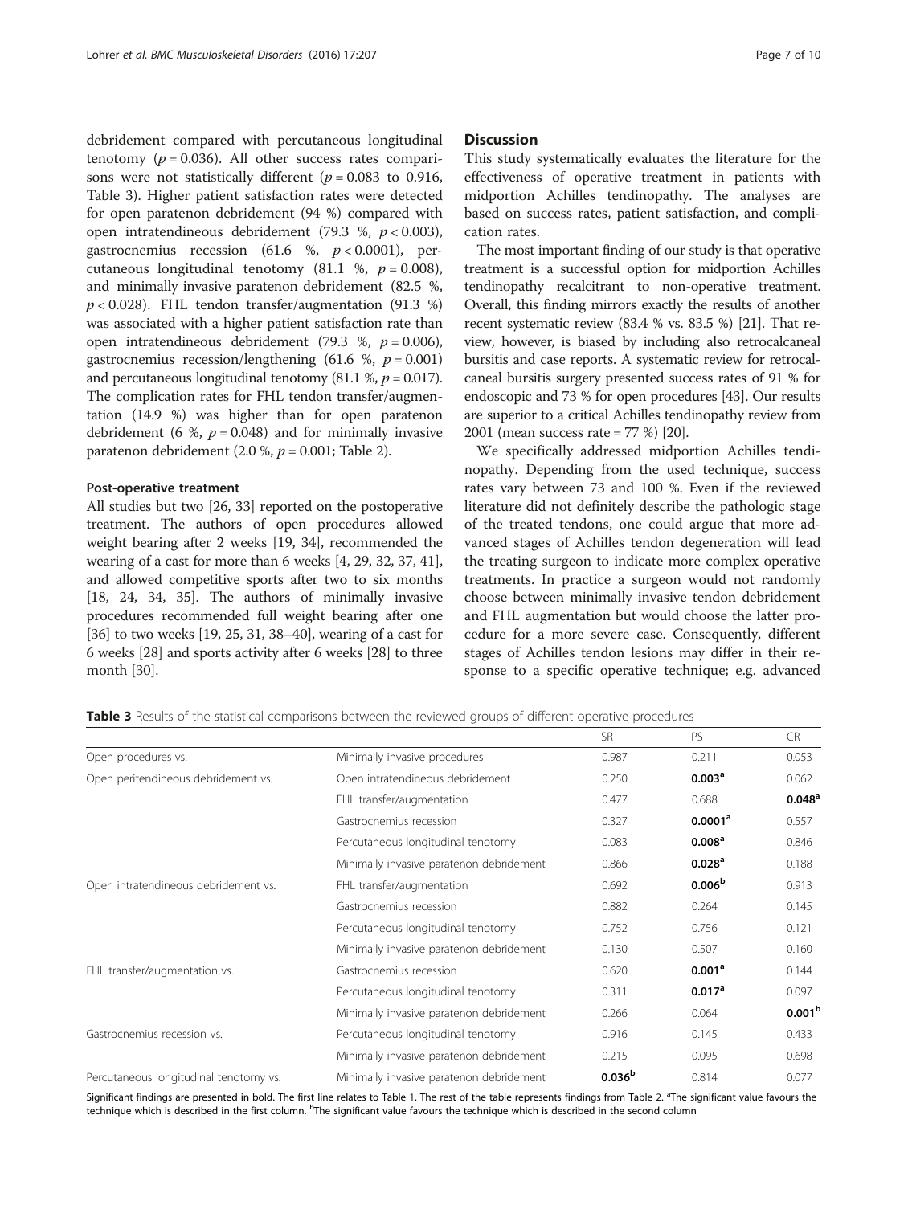debridement compared with percutaneous longitudinal tenotomy ($p = 0.036$). All other success rates comparisons were not statistically different ($p = 0.083$ to 0.916, Table 3). Higher patient satisfaction rates were detected for open paratenon debridement (94 %) compared with open intratendineous debridement (79.3 %, $p < 0.003$), gastrocnemius recession (61.6 %, $p < 0.0001$), percutaneous longitudinal tenotomy (81.1 %, $p = 0.008$), and minimally invasive paratenon debridement (82.5 %, $p < 0.028$). FHL tendon transfer/augmentation (91.3 %) was associated with a higher patient satisfaction rate than open intratendineous debridement (79.3 %, $p = 0.006$), gastrocnemius recession/lengthening (61.6 %, $p = 0.001$) and percutaneous longitudinal tenotomy (81.1 %, $p = 0.017$). The complication rates for FHL tendon transfer/augmentation (14.9 %) was higher than for open paratenon debridement (6 %, $p = 0.048$) and for minimally invasive paratenon debridement (2.0 %, $p = 0.001$; Table 2).

### Post-operative treatment

All studies but two [26, 33] reported on the postoperative treatment. The authors of open procedures allowed weight bearing after 2 weeks [19, 34], recommended the wearing of a cast for more than 6 weeks [4, 29, 32, 37, 41], and allowed competitive sports after two to six months [18, 24, 34, 35]. The authors of minimally invasive procedures recommended full weight bearing after one [36] to two weeks [19, 25, 31, 38–40], wearing of a cast for 6 weeks [28] and sports activity after 6 weeks [28] to three month [30].

## Discussion

This study systematically evaluates the literature for the effectiveness of operative treatment in patients with midportion Achilles tendinopathy. The analyses are based on success rates, patient satisfaction, and complication rates.

The most important finding of our study is that operative treatment is a successful option for midportion Achilles tendinopathy recalcitrant to non-operative treatment. Overall, this finding mirrors exactly the results of another recent systematic review (83.4 % vs. 83.5 %) [21]. That review, however, is biased by including also retrocalcaneal bursitis and case reports. A systematic review for retrocalcaneal bursitis surgery presented success rates of 91 % for endoscopic and 73 % for open procedures [43]. Our results are superior to a critical Achilles tendinopathy review from 2001 (mean success rate = 77 %) [20].

We specifically addressed midportion Achilles tendinopathy. Depending from the used technique, success rates vary between 73 and 100 %. Even if the reviewed literature did not definitely describe the pathologic stage of the treated tendons, one could argue that more advanced stages of Achilles tendon degeneration will lead the treating surgeon to indicate more complex operative treatments. In practice a surgeon would not randomly choose between minimally invasive tendon debridement and FHL augmentation but would choose the latter procedure for a more severe case. Consequently, different stages of Achilles tendon lesions may differ in their response to a specific operative technique; e.g. advanced

**Table 3** Results of the statistical comparisons between the reviewed groups of different operative procedures

| | | SR | PS | CR |
|---|---|---|---|---|
| Open procedures vs. | Minimally invasive procedures | 0.987 | 0.211 | 0.053 |
| Open peritendineous debridement vs. | Open intratendineous debridement | 0.250 | **0.003**[a] | 0.062 |
| | FHL transfer/augmentation | 0.477 | 0.688 | **0.048**[a] |
| | Gastrocnemius recession | 0.327 | **0.0001**[a] | 0.557 |
| | Percutaneous longitudinal tenotomy | 0.083 | **0.008**[a] | 0.846 |
| | Minimally invasive paratenon debridement | 0.866 | **0.028**[a] | 0.188 |
| Open intratendineous debridement vs. | FHL transfer/augmentation | 0.692 | **0.006**[b] | 0.913 |
| | Gastrocnemius recession | 0.882 | 0.264 | 0.145 |
| | Percutaneous longitudinal tenotomy | 0.752 | 0.756 | 0.121 |
| | Minimally invasive paratenon debridement | 0.130 | 0.507 | 0.160 |
| FHL transfer/augmentation vs. | Gastrocnemius recession | 0.620 | **0.001**[a] | 0.144 |
| | Percutaneous longitudinal tenotomy | 0.311 | **0.017**[a] | 0.097 |
| | Minimally invasive paratenon debridement | 0.266 | 0.064 | **0.001**[b] |
| Gastrocnemius recession vs. | Percutaneous longitudinal tenotomy | 0.916 | 0.145 | 0.433 |
| | Minimally invasive paratenon debridement | 0.215 | 0.095 | 0.698 |
| Percutaneous longitudinal tenotomy vs. | Minimally invasive paratenon debridement | **0.036**[b] | 0.814 | 0.077 |

Significant findings are presented in bold. The first line relates to Table 1. The rest of the table represents findings from Table 2. [a]The significant value favours the technique which is described in the first column. [b]The significant value favours the technique which is described in the second column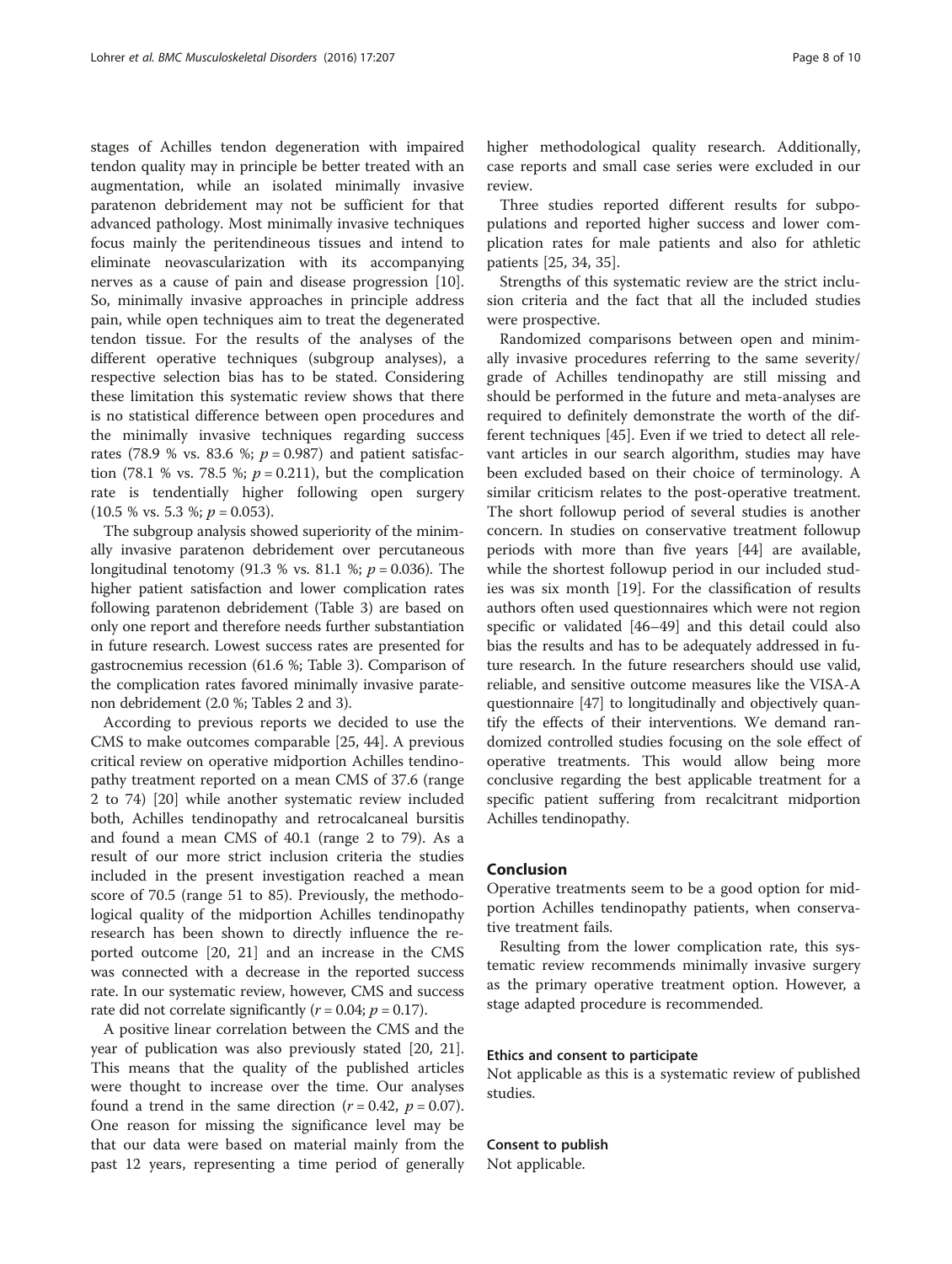stages of Achilles tendon degeneration with impaired tendon quality may in principle be better treated with an augmentation, while an isolated minimally invasive paratenon debridement may not be sufficient for that advanced pathology. Most minimally invasive techniques focus mainly the peritendineous tissues and intend to eliminate neovascularization with its accompanying nerves as a cause of pain and disease progression [10]. So, minimally invasive approaches in principle address pain, while open techniques aim to treat the degenerated tendon tissue. For the results of the analyses of the different operative techniques (subgroup analyses), a respective selection bias has to be stated. Considering these limitation this systematic review shows that there is no statistical difference between open procedures and the minimally invasive techniques regarding success rates (78.9 % vs. 83.6 %; $p = 0.987$) and patient satisfaction (78.1 % vs. 78.5 %; $p = 0.211$), but the complication rate is tendentially higher following open surgery (10.5 % vs. 5.3 %; $p = 0.053$).

The subgroup analysis showed superiority of the minimally invasive paratenon debridement over percutaneous longitudinal tenotomy (91.3 % vs. 81.1 %; $p = 0.036$). The higher patient satisfaction and lower complication rates following paratenon debridement (Table 3) are based on only one report and therefore needs further substantiation in future research. Lowest success rates are presented for gastrocnemius recession (61.6 %; Table 3). Comparison of the complication rates favored minimally invasive paratenon debridement (2.0 %; Tables 2 and 3).

According to previous reports we decided to use the CMS to make outcomes comparable [25, 44]. A previous critical review on operative midportion Achilles tendinopathy treatment reported on a mean CMS of 37.6 (range 2 to 74) [20] while another systematic review included both, Achilles tendinopathy and retrocalcaneal bursitis and found a mean CMS of 40.1 (range 2 to 79). As a result of our more strict inclusion criteria the studies included in the present investigation reached a mean score of 70.5 (range 51 to 85). Previously, the methodological quality of the midportion Achilles tendinopathy research has been shown to directly influence the reported outcome [20, 21] and an increase in the CMS was connected with a decrease in the reported success rate. In our systematic review, however, CMS and success rate did not correlate significantly ($r = 0.04$; $p = 0.17$).

A positive linear correlation between the CMS and the year of publication was also previously stated [20, 21]. This means that the quality of the published articles were thought to increase over the time. Our analyses found a trend in the same direction ($r = 0.42$, $p = 0.07$). One reason for missing the significance level may be that our data were based on material mainly from the past 12 years, representing a time period of generally higher methodological quality research. Additionally, case reports and small case series were excluded in our review.

Three studies reported different results for subpopulations and reported higher success and lower complication rates for male patients and also for athletic patients [25, 34, 35].

Strengths of this systematic review are the strict inclusion criteria and the fact that all the included studies were prospective.

Randomized comparisons between open and minimally invasive procedures referring to the same severity/grade of Achilles tendinopathy are still missing and should be performed in the future and meta-analyses are required to definitely demonstrate the worth of the different techniques [45]. Even if we tried to detect all relevant articles in our search algorithm, studies may have been excluded based on their choice of terminology. A similar criticism relates to the post-operative treatment. The short followup period of several studies is another concern. In studies on conservative treatment followup periods with more than five years [44] are available, while the shortest followup period in our included studies was six month [19]. For the classification of results authors often used questionnaires which were not region specific or validated [46–49] and this detail could also bias the results and has to be adequately addressed in future research. In the future researchers should use valid, reliable, and sensitive outcome measures like the VISA-A questionnaire [47] to longitudinally and objectively quantify the effects of their interventions. We demand randomized controlled studies focusing on the sole effect of operative treatments. This would allow being more conclusive regarding the best applicable treatment for a specific patient suffering from recalcitrant midportion Achilles tendinopathy.

## Conclusion

Operative treatments seem to be a good option for midportion Achilles tendinopathy patients, when conservative treatment fails.

Resulting from the lower complication rate, this systematic review recommends minimally invasive surgery as the primary operative treatment option. However, a stage adapted procedure is recommended.

#### Ethics and consent to participate

Not applicable as this is a systematic review of published studies.

#### Consent to publish

Not applicable.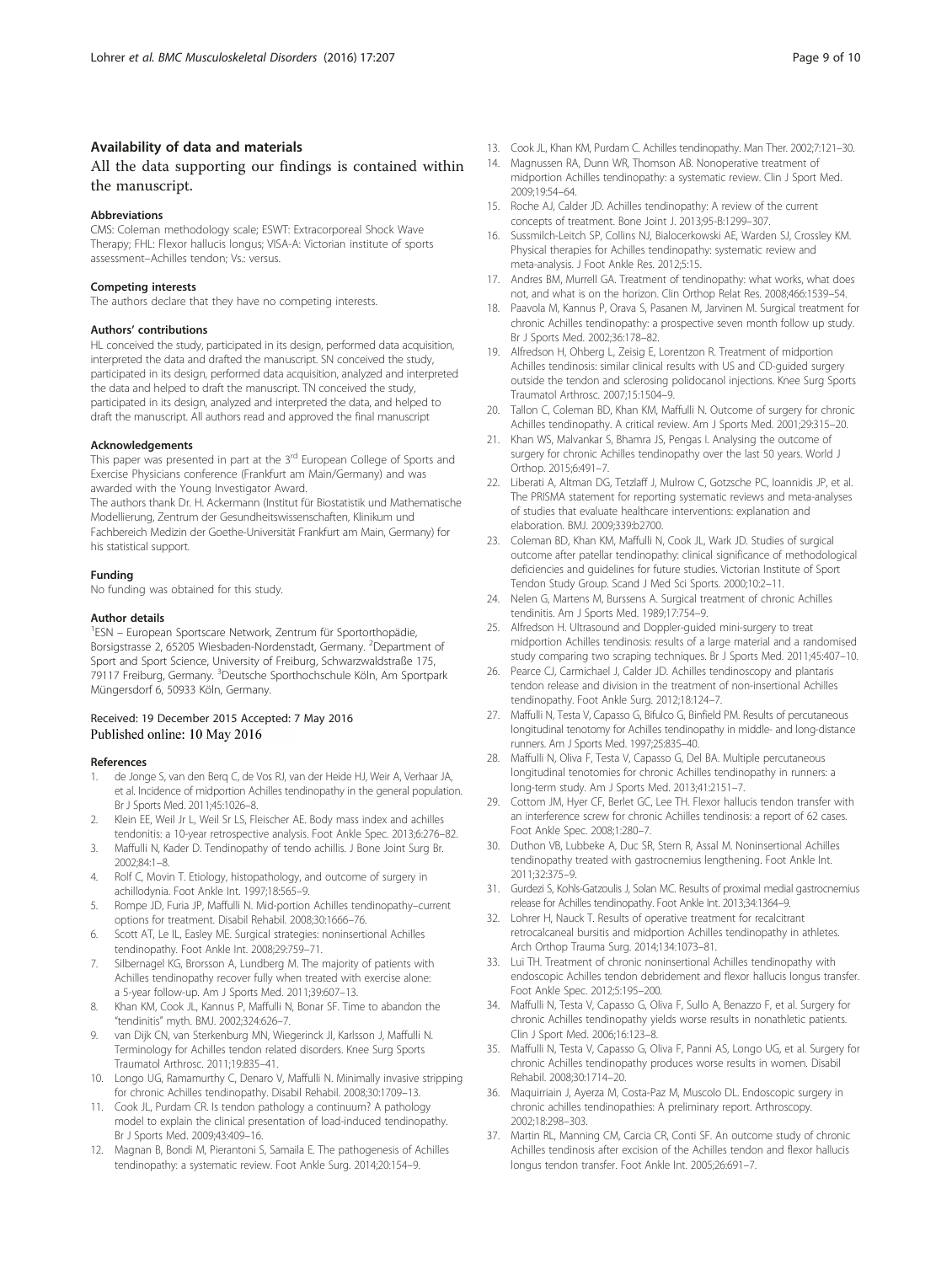## Availability of data and materials

All the data supporting our findings is contained within the manuscript.

#### Abbreviations

CMS: Coleman methodology scale; ESWT: Extracorporeal Shock Wave Therapy; FHL: Flexor hallucis longus; VISA-A: Victorian institute of sports assessment–Achilles tendon; Vs.: versus.

#### Competing interests

The authors declare that they have no competing interests.

#### Authors' contributions

HL conceived the study, participated in its design, performed data acquisition, interpreted the data and drafted the manuscript. SN conceived the study, participated in its design, performed data acquisition, analyzed and interpreted the data and helped to draft the manuscript. TN conceived the study, participated in its design, analyzed and interpreted the data, and helped to draft the manuscript. All authors read and approved the final manuscript

#### Acknowledgements

This paper was presented in part at the 3rd European College of Sports and Exercise Physicians conference (Frankfurt am Main/Germany) and was awarded with the Young Investigator Award.

The authors thank Dr. H. Ackermann (Institut für Biostatistik und Mathematische Modellierung, Zentrum der Gesundheitswissenschaften, Klinikum und Fachbereich Medizin der Goethe-Universität Frankfurt am Main, Germany) for his statistical support.

#### Funding

No funding was obtained for this study.

#### Author details

[1]ESN – European Sportscare Network, Zentrum für Sportorthopädie, Borsigstrasse 2, 65205 Wiesbaden-Nordenstadt, Germany. [2]Department of Sport and Sport Science, University of Freiburg, Schwarzwaldstraße 175, 79117 Freiburg, Germany. [3]Deutsche Sporthochschule Köln, Am Sportpark Müngersdorf 6, 50933 Köln, Germany.

Received: 19 December 2015 Accepted: 7 May 2016
Published online: 10 May 2016

#### References

1. de Jonge S, van den Berq C, de Vos RJ, van der Heide HJ, Weir A, Verhaar JA, et al. Incidence of midportion Achilles tendinopathy in the general population. Br J Sports Med. 2011;45:1026–8.
2. Klein EE, Weil Jr L, Weil Sr LS, Fleischer AE. Body mass index and achilles tendonitis: a 10-year retrospective analysis. Foot Ankle Spec. 2013;6:276–82.
3. Maffulli N, Kader D. Tendinopathy of tendo achillis. J Bone Joint Surg Br. 2002;84:1–8.
4. Rolf C, Movin T. Etiology, histopathology, and outcome of surgery in achillodynia. Foot Ankle Int. 1997;18:565–9.
5. Rompe JD, Furia JP, Maffulli N. Mid-portion Achilles tendinopathy–current options for treatment. Disabil Rehabil. 2008;30:1666–76.
6. Scott AT, Le IL, Easley ME. Surgical strategies: noninsertional Achilles tendinopathy. Foot Ankle Int. 2008;29:759–71.
7. Silbernagel KG, Brorsson A, Lundberg M. The majority of patients with Achilles tendinopathy recover fully when treated with exercise alone: a 5-year follow-up. Am J Sports Med. 2011;39:607–13.
8. Khan KM, Cook JL, Kannus P, Maffulli N, Bonar SF. Time to abandon the "tendinitis" myth. BMJ. 2002;324:626–7.
9. van Dijk CN, van Sterkenburg MN, Wiegerinck JI, Karlsson J, Maffulli N. Terminology for Achilles tendon related disorders. Knee Surg Sports Traumatol Arthrosc. 2011;19:835–41.
10. Longo UG, Ramamurthy C, Denaro V, Maffulli N. Minimally invasive stripping for chronic Achilles tendinopathy. Disabil Rehabil. 2008;30:1709–13.
11. Cook JL, Purdam CR. Is tendon pathology a continuum? A pathology model to explain the clinical presentation of load-induced tendinopathy. Br J Sports Med. 2009;43:409–16.
12. Magnan B, Bondi M, Pierantoni S, Samaila E. The pathogenesis of Achilles tendinopathy: a systematic review. Foot Ankle Surg. 2014;20:154–9.
13. Cook JL, Khan KM, Purdam C. Achilles tendinopathy. Man Ther. 2002;7:121–30.
14. Magnussen RA, Dunn WR, Thomson AB. Nonoperative treatment of midportion Achilles tendinopathy: a systematic review. Clin J Sport Med. 2009;19:54–64.
15. Roche AJ, Calder JD. Achilles tendinopathy: A review of the current concepts of treatment. Bone Joint J. 2013;95-B:1299–307.
16. Sussmilch-Leitch SP, Collins NJ, Bialocerkowski AE, Warden SJ, Crossley KM. Physical therapies for Achilles tendinopathy: systematic review and meta-analysis. J Foot Ankle Res. 2012;5:15.
17. Andres BM, Murrell GA. Treatment of tendinopathy: what works, what does not, and what is on the horizon. Clin Orthop Relat Res. 2008;466:1539–54.
18. Paavola M, Kannus P, Orava S, Pasanen M, Jarvinen M. Surgical treatment for chronic Achilles tendinopathy: a prospective seven month follow up study. Br J Sports Med. 2002;36:178–82.
19. Alfredson H, Ohberg L, Zeisig E, Lorentzon R. Treatment of midportion Achilles tendinosis: similar clinical results with US and CD-guided surgery outside the tendon and sclerosing polidocanol injections. Knee Surg Sports Traumatol Arthrosc. 2007;15:1504–9.
20. Tallon C, Coleman BD, Khan KM, Maffulli N. Outcome of surgery for chronic Achilles tendinopathy. A critical review. Am J Sports Med. 2001;29:315–20.
21. Khan WS, Malvankar S, Bhamra JS, Pengas I. Analysing the outcome of surgery for chronic Achilles tendinopathy over the last 50 years. World J Orthop. 2015;6:491–7.
22. Liberati A, Altman DG, Tetzlaff J, Mulrow C, Gotzsche PC, Ioannidis JP, et al. The PRISMA statement for reporting systematic reviews and meta-analyses of studies that evaluate healthcare interventions: explanation and elaboration. BMJ. 2009;339:b2700.
23. Coleman BD, Khan KM, Maffulli N, Cook JL, Wark JD. Studies of surgical outcome after patellar tendinopathy: clinical significance of methodological deficiencies and guidelines for future studies. Victorian Institute of Sport Tendon Study Group. Scand J Med Sci Sports. 2000;10:2–11.
24. Nelen G, Martens M, Burssens A. Surgical treatment of chronic Achilles tendinitis. Am J Sports Med. 1989;17:754–9.
25. Alfredson H. Ultrasound and Doppler-guided mini-surgery to treat midportion Achilles tendinosis: results of a large material and a randomised study comparing two scraping techniques. Br J Sports Med. 2011;45:407–10.
26. Pearce CJ, Carmichael J, Calder JD. Achilles tendinoscopy and plantaris tendon release and division in the treatment of non-insertional Achilles tendinopathy. Foot Ankle Surg. 2012;18:124–7.
27. Maffulli N, Testa V, Capasso G, Bifulco G, Binfield PM. Results of percutaneous longitudinal tenotomy for Achilles tendinopathy in middle- and long-distance runners. Am J Sports Med. 1997;25:835–40.
28. Maffulli N, Oliva F, Testa V, Capasso G, Del BA. Multiple percutaneous longitudinal tenotomies for chronic Achilles tendinopathy in runners: a long-term study. Am J Sports Med. 2013;41:2151–7.
29. Cottom JM, Hyer CF, Berlet GC, Lee TH. Flexor hallucis tendon transfer with an interference screw for chronic Achilles tendinosis: a report of 62 cases. Foot Ankle Spec. 2008;1:280–7.
30. Duthon VB, Lubbeke A, Duc SR, Stern R, Assal M. Noninsertional Achilles tendinopathy treated with gastrocnemius lengthening. Foot Ankle Int. 2011;32:375–9.
31. Gurdezi S, Kohls-Gatzoulis J, Solan MC. Results of proximal medial gastrocnemius release for Achilles tendinopathy. Foot Ankle Int. 2013;34:1364–9.
32. Lohrer H, Nauck T. Results of operative treatment for recalcitrant retrocalcaneal bursitis and midportion Achilles tendinopathy in athletes. Arch Orthop Trauma Surg. 2014;134:1073–81.
33. Lui TH. Treatment of chronic noninsertional Achilles tendinopathy with endoscopic Achilles tendon debridement and flexor hallucis longus transfer. Foot Ankle Spec. 2012;5:195–200.
34. Maffulli N, Testa V, Capasso G, Oliva F, Sullo A, Benazzo F, et al. Surgery for chronic Achilles tendinopathy yields worse results in nonathletic patients. Clin J Sport Med. 2006;16:123–8.
35. Maffulli N, Testa V, Capasso G, Oliva F, Panni AS, Longo UG, et al. Surgery for chronic Achilles tendinopathy produces worse results in women. Disabil Rehabil. 2008;30:1714–20.
36. Maquirriain J, Ayerza M, Costa-Paz M, Muscolo DL. Endoscopic surgery in chronic achilles tendinopathies: A preliminary report. Arthroscopy. 2002;18:298–303.
37. Martin RL, Manning CM, Carcia CR, Conti SF. An outcome study of chronic Achilles tendinosis after excision of the Achilles tendon and flexor hallucis longus tendon transfer. Foot Ankle Int. 2005;26:691–7.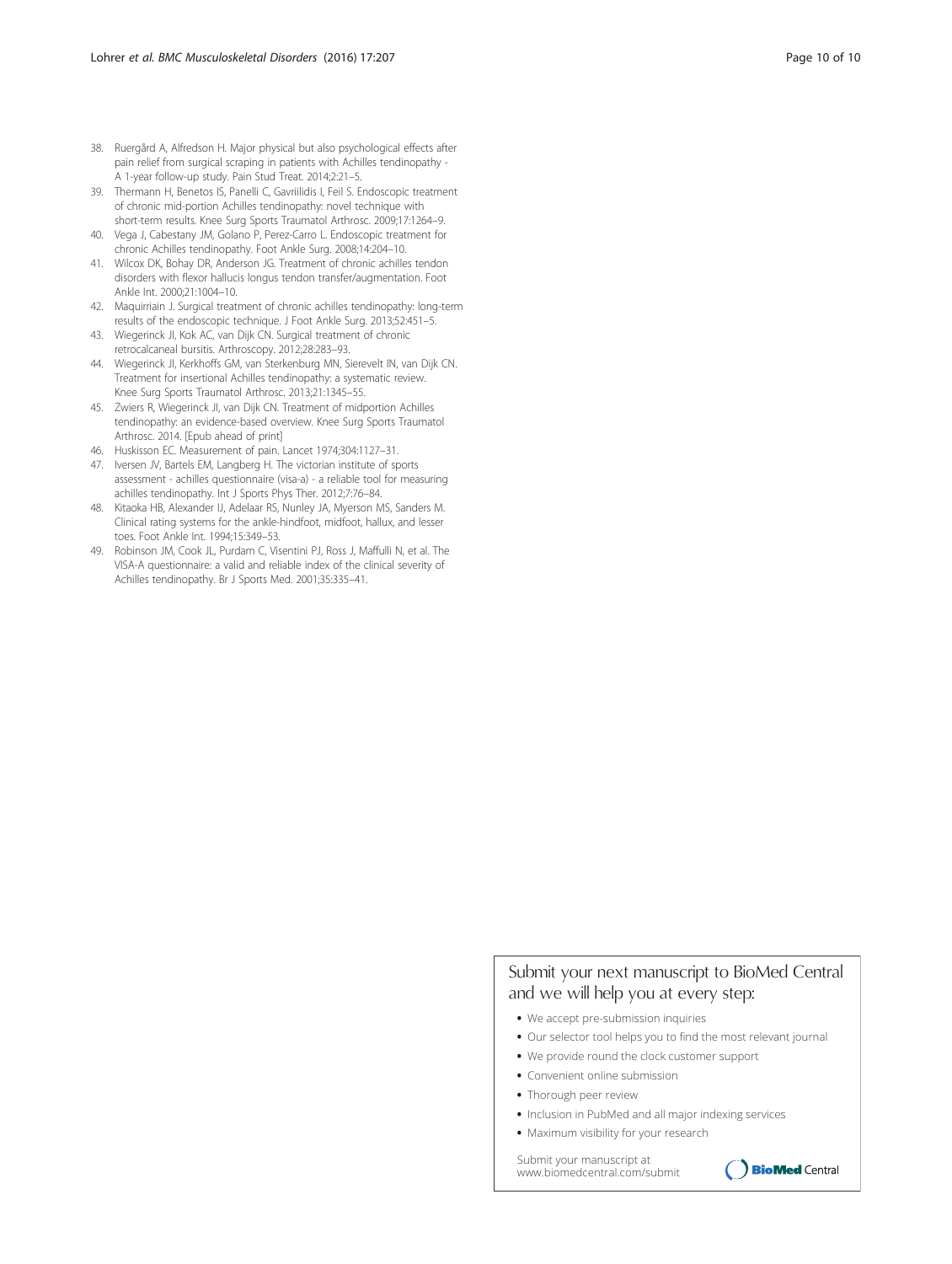38. Ruergård A, Alfredson H. Major physical but also psychological effects after pain relief from surgical scraping in patients with Achilles tendinopathy - A 1-year follow-up study. Pain Stud Treat. 2014;2:21–5.
39. Thermann H, Benetos IS, Panelli C, Gavriilidis I, Feil S. Endoscopic treatment of chronic mid-portion Achilles tendinopathy: novel technique with short-term results. Knee Surg Sports Traumatol Arthrosc. 2009;17:1264–9.
40. Vega J, Cabestany JM, Golano P, Perez-Carro L. Endoscopic treatment for chronic Achilles tendinopathy. Foot Ankle Surg. 2008;14:204–10.
41. Wilcox DK, Bohay DR, Anderson JG. Treatment of chronic achilles tendon disorders with flexor hallucis longus tendon transfer/augmentation. Foot Ankle Int. 2000;21:1004–10.
42. Maquirriain J. Surgical treatment of chronic achilles tendinopathy: long-term results of the endoscopic technique. J Foot Ankle Surg. 2013;52:451–5.
43. Wiegerinck JI, Kok AC, van Dijk CN. Surgical treatment of chronic retrocalcaneal bursitis. Arthroscopy. 2012;28:283–93.
44. Wiegerinck JI, Kerkhoffs GM, van Sterkenburg MN, Sierevelt IN, van Dijk CN. Treatment for insertional Achilles tendinopathy: a systematic review. Knee Surg Sports Traumatol Arthrosc. 2013;21:1345–55.
45. Zwiers R, Wiegerinck JI, van Dijk CN. Treatment of midportion Achilles tendinopathy: an evidence-based overview. Knee Surg Sports Traumatol Arthrosc. 2014. [Epub ahead of print]
46. Huskisson EC. Measurement of pain. Lancet 1974;304:1127–31.
47. Iversen JV, Bartels EM, Langberg H. The victorian institute of sports assessment - achilles questionnaire (visa-a) - a reliable tool for measuring achilles tendinopathy. Int J Sports Phys Ther. 2012;7:76–84.
48. Kitaoka HB, Alexander IJ, Adelaar RS, Nunley JA, Myerson MS, Sanders M. Clinical rating systems for the ankle-hindfoot, midfoot, hallux, and lesser toes. Foot Ankle Int. 1994;15:349–53.
49. Robinson JM, Cook JL, Purdam C, Visentini PJ, Ross J, Maffulli N, et al. The VISA-A questionnaire: a valid and reliable index of the clinical severity of Achilles tendinopathy. Br J Sports Med. 2001;35:335–41.

Submit your next manuscript to BioMed Central and we will help you at every step:

- We accept pre-submission inquiries
- Our selector tool helps you to find the most relevant journal
- We provide round the clock customer support
- Convenient online submission
- Thorough peer review
- Inclusion in PubMed and all major indexing services
- Maximum visibility for your research

Submit your manuscript at www.biomedcentral.com/submit

BioMed Central